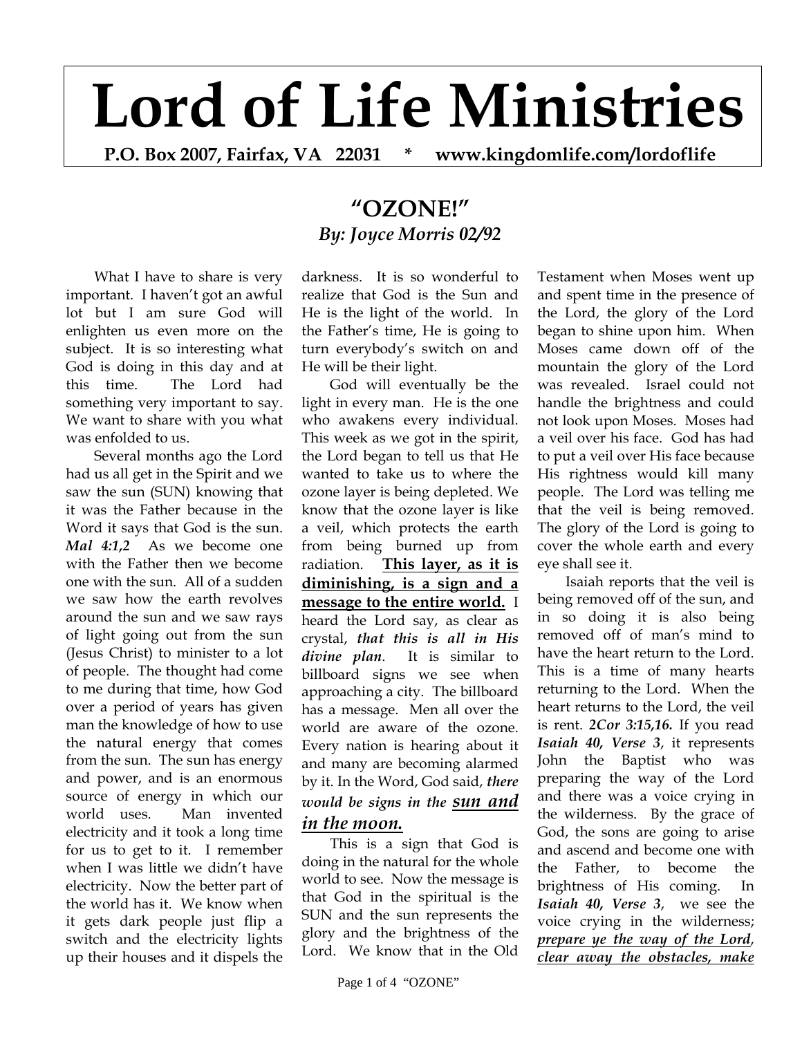# Lord of Life Ministries

**P.O. Box 2007, Fairfax, VA 22031 * www.kingdomlife.com/lordoflife**

## "OZONE!"

***By: Joyce Morris 02/92***

What I have to share is very important. I haven't got an awful lot but I am sure God will enlighten us even more on the subject. It is so interesting what God is doing in this day and at this time. The Lord had something very important to say. We want to share with you what was enfolded to us.

Several months ago the Lord had us all get in the Spirit and we saw the sun (SUN) knowing that it was the Father because in the Word it says that God is the sun. ***Mal 4:1,2*** As we become one with the Father then we become one with the sun. All of a sudden we saw how the earth revolves around the sun and we saw rays of light going out from the sun (Jesus Christ) to minister to a lot of people. The thought had come to me during that time, how God over a period of years has given man the knowledge of how to use the natural energy that comes from the sun. The sun has energy and power, and is an enormous source of energy in which our world uses. Man invented electricity and it took a long time for us to get to it. I remember when I was little we didn't have electricity. Now the better part of the world has it. We know when it gets dark people just flip a switch and the electricity lights up their houses and it dispels the darkness. It is so wonderful to realize that God is the Sun and He is the light of the world. In the Father's time, He is going to turn everybody's switch on and He will be their light.

God will eventually be the light in every man. He is the one who awakens every individual. This week as we got in the spirit, the Lord began to tell us that He wanted to take us to where the ozone layer is being depleted. We know that the ozone layer is like a veil, which protects the earth from being burned up from radiation. <u>**This layer, as it is diminishing, is a sign and a message to the entire world.**</u> I heard the Lord say, as clear as crystal, ***that this is all in His divine plan***. It is similar to billboard signs we see when approaching a city. The billboard has a message. Men all over the world are aware of the ozone. Every nation is hearing about it and many are becoming alarmed by it. In the Word, God said, ***there would be signs in the <u>sun and in the moon.</u>***

This is a sign that God is doing in the natural for the whole world to see. Now the message is that God in the spiritual is the SUN and the sun represents the glory and the brightness of the Lord. We know that in the Old Testament when Moses went up and spent time in the presence of the Lord, the glory of the Lord began to shine upon him. When Moses came down off of the mountain the glory of the Lord was revealed. Israel could not handle the brightness and could not look upon Moses. Moses had a veil over his face. God has had to put a veil over His face because His rightness would kill many people. The Lord was telling me that the veil is being removed. The glory of the Lord is going to cover the whole earth and every eye shall see it.

Isaiah reports that the veil is being removed off of the sun, and in so doing it is also being removed off of man's mind to have the heart return to the Lord. This is a time of many hearts returning to the Lord. When the heart returns to the Lord, the veil is rent. ***2Cor 3:15,16.*** If you read ***Isaiah 40, Verse 3***, it represents John the Baptist who was preparing the way of the Lord and there was a voice crying in the wilderness. By the grace of God, the sons are going to arise and ascend and become one with the Father, to become the brightness of His coming. In ***Isaiah 40, Verse 3***, we see the voice crying in the wilderness; <u>***prepare ye the way of the Lord, clear away the obstacles, make***</u>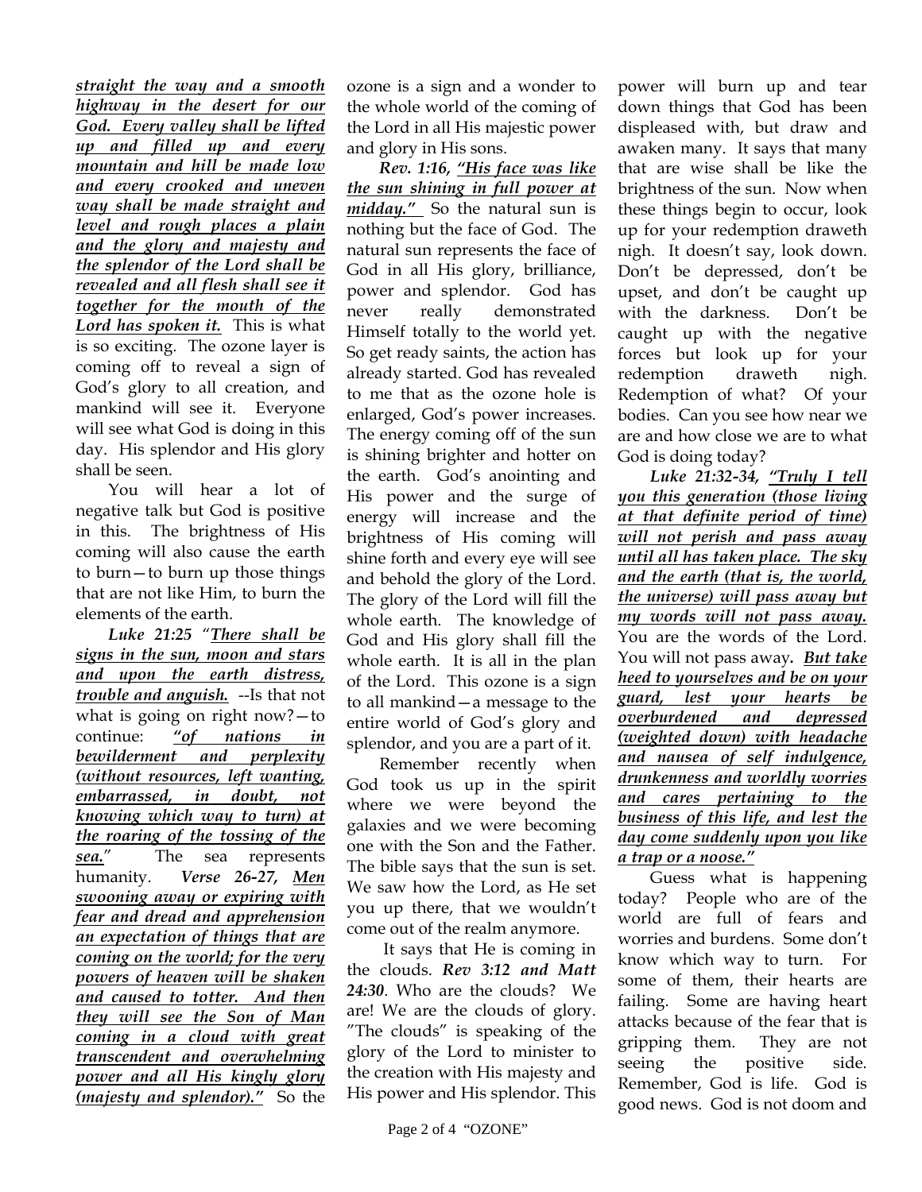***straight the way and a smooth highway in the desert for our God. Every valley shall be lifted up and filled up and every mountain and hill be made low and every crooked and uneven way shall be made straight and level and rough places a plain and the glory and majesty and the splendor of the Lord shall be revealed and all flesh shall see it together for the mouth of the Lord has spoken it.*** This is what is so exciting. The ozone layer is coming off to reveal a sign of God's glory to all creation, and mankind will see it. Everyone will see what God is doing in this day. His splendor and His glory shall be seen.

You will hear a lot of negative talk but God is positive in this. The brightness of His coming will also cause the earth to burn—to burn up those things that are not like Him, to burn the elements of the earth.

***Luke 21:25*** "***There shall be signs in the sun, moon and stars and upon the earth distress, trouble and anguish.*** --Is that not what is going on right now?—to continue: ***"of nations in bewilderment and perplexity (without resources, left wanting, embarrassed, in doubt, not knowing which way to turn) at the roaring of the tossing of the sea.***" The sea represents humanity. ***Verse 26-27, Men swooning away or expiring with fear and dread and apprehension an expectation of things that are coming on the world; for the very powers of heaven will be shaken and caused to totter. And then they will see the Son of Man coming in a cloud with great transcendent and overwhelming power and all His kingly glory (majesty and splendor)."*** So the ozone is a sign and a wonder to the whole world of the coming of the Lord in all His majestic power and glory in His sons.

***Rev. 1:16, "His face was like the sun shining in full power at midday."*** So the natural sun is nothing but the face of God. The natural sun represents the face of God in all His glory, brilliance, power and splendor. God has never really demonstrated Himself totally to the world yet. So get ready saints, the action has already started. God has revealed to me that as the ozone hole is enlarged, God's power increases. The energy coming off of the sun is shining brighter and hotter on the earth. God's anointing and His power and the surge of energy will increase and the brightness of His coming will shine forth and every eye will see and behold the glory of the Lord. The glory of the Lord will fill the whole earth. The knowledge of God and His glory shall fill the whole earth. It is all in the plan of the Lord. This ozone is a sign to all mankind—a message to the entire world of God's glory and splendor, and you are a part of it.

Remember recently when God took us up in the spirit where we were beyond the galaxies and we were becoming one with the Son and the Father. The bible says that the sun is set. We saw how the Lord, as He set you up there, that we wouldn't come out of the realm anymore.

It says that He is coming in the clouds. ***Rev 3:12 and Matt 24:30***. Who are the clouds? We are! We are the clouds of glory. "The clouds" is speaking of the glory of the Lord to minister to the creation with His majesty and His power and His splendor. This power will burn up and tear down things that God has been displeased with, but draw and awaken many. It says that many that are wise shall be like the brightness of the sun. Now when these things begin to occur, look up for your redemption draweth nigh. It doesn't say, look down. Don't be depressed, don't be upset, and don't be caught up with the darkness. Don't be caught up with the negative forces but look up for your redemption draweth nigh. Redemption of what? Of your bodies. Can you see how near we are and how close we are to what God is doing today?

***Luke 21:32-34, "Truly I tell you this generation (those living at that definite period of time) will not perish and pass away until all has taken place. The sky and the earth (that is, the world, the universe) will pass away but my words will not pass away.*** You are the words of the Lord. You will not pass away**.** ***But take heed to yourselves and be on your guard, lest your hearts be overburdened and depressed (weighted down) with headache and nausea of self indulgence, drunkenness and worldly worries and cares pertaining to the business of this life, and lest the day come suddenly upon you like a trap or a noose."***

Guess what is happening today? People who are of the world are full of fears and worries and burdens. Some don't know which way to turn. For some of them, their hearts are failing. Some are having heart attacks because of the fear that is gripping them. They are not seeing the positive side. Remember, God is life. God is good news. God is not doom and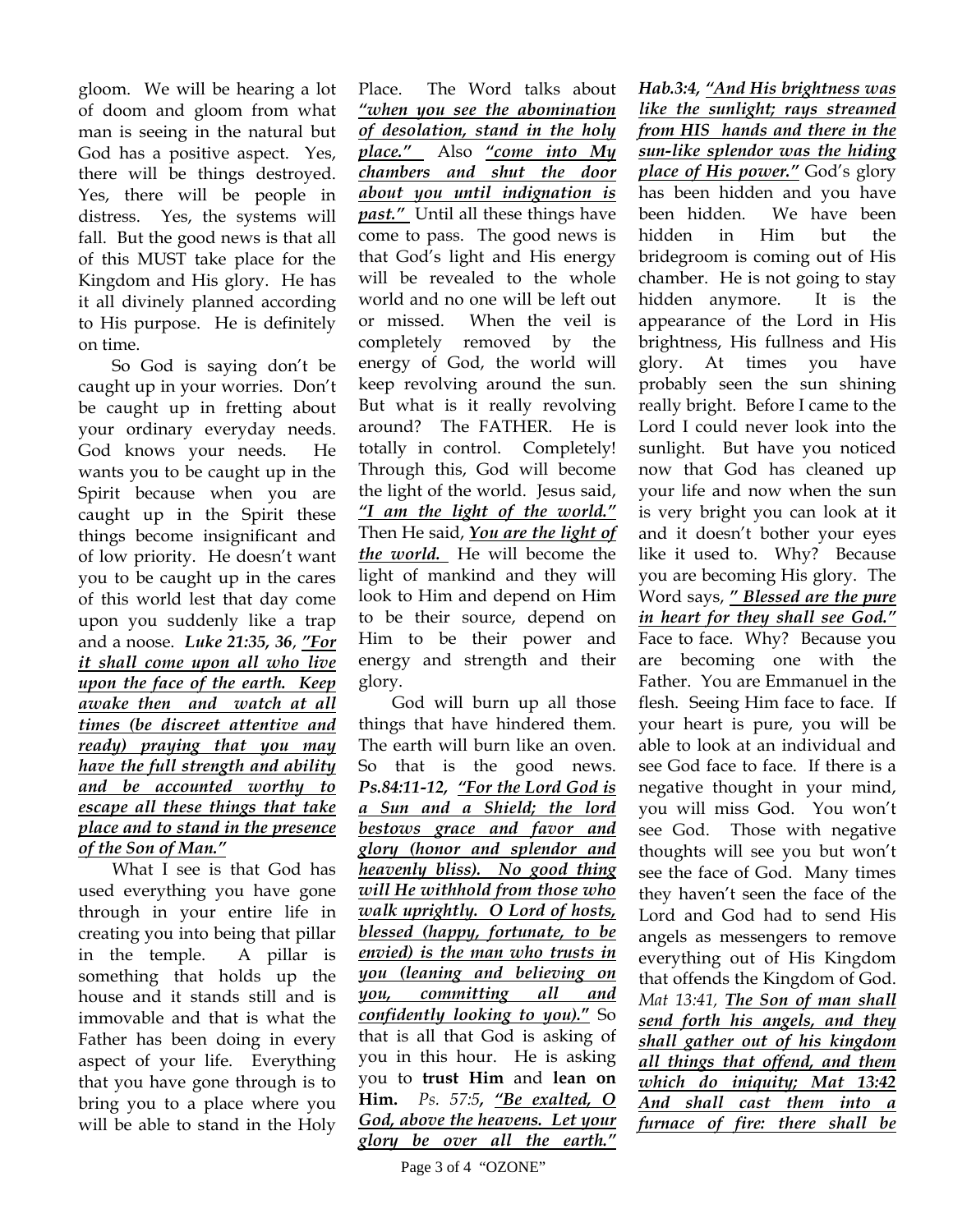gloom. We will be hearing a lot of doom and gloom from what man is seeing in the natural but God has a positive aspect. Yes, there will be things destroyed. Yes, there will be people in distress. Yes, the systems will fall. But the good news is that all of this MUST take place for the Kingdom and His glory. He has it all divinely planned according to His purpose. He is definitely on time.

So God is saying don't be caught up in your worries. Don't be caught up in fretting about your ordinary everyday needs. God knows your needs. He wants you to be caught up in the Spirit because when you are caught up in the Spirit these things become insignificant and of low priority. He doesn't want you to be caught up in the cares of this world lest that day come upon you suddenly like a trap and a noose. ***Luke 21:35, 36***, ***"For it shall come upon all who live upon the face of the earth. Keep awake then and watch at all times (be discreet attentive and ready) praying that you may have the full strength and ability and be accounted worthy to escape all these things that take place and to stand in the presence of the Son of Man."***

What I see is that God has used everything you have gone through in your entire life in creating you into being that pillar in the temple. A pillar is something that holds up the house and it stands still and is immovable and that is what the Father has been doing in every aspect of your life. Everything that you have gone through is to bring you to a place where you will be able to stand in the Holy Place. The Word talks about ***"when you see the abomination of desolation, stand in the holy place."*** Also ***"come into My chambers and shut the door about you until indignation is past."*** Until all these things have come to pass. The good news is that God's light and His energy will be revealed to the whole world and no one will be left out or missed. When the veil is completely removed by the energy of God, the world will keep revolving around the sun. But what is it really revolving around? The FATHER. He is totally in control. Completely! Through this, God will become the light of the world. Jesus said, ***"I am the light of the world."*** Then He said, ***You are the light of the world.*** He will become the light of mankind and they will look to Him and depend on Him to be their source, depend on Him to be their power and energy and strength and their glory.

God will burn up all those things that have hindered them. The earth will burn like an oven. So that is the good news. ***Ps.84:11-12***, ***"For the Lord God is a Sun and a Shield; the lord bestows grace and favor and glory (honor and splendor and heavenly bliss). No good thing will He withhold from those who walk uprightly. O Lord of hosts, blessed (happy, fortunate, to be envied) is the man who trusts in you (leaning and believing on you, committing all and confidently looking to you)."*** So that is all that God is asking of you in this hour. He is asking you to **trust Him** and **lean on Him.** *Ps. 57:5*, ***"Be exalted, O God, above the heavens. Let your glory be over all the earth."*** ***Hab.3:4***, ***"And His brightness was like the sunlight; rays streamed from HIS hands and there in the sun-like splendor was the hiding place of His power."*** God's glory has been hidden and you have been hidden. We have been hidden in Him but the bridegroom is coming out of His chamber. He is not going to stay hidden anymore. It is the appearance of the Lord in His brightness, His fullness and His glory. At times you have probably seen the sun shining really bright. Before I came to the Lord I could never look into the sunlight. But have you noticed now that God has cleaned up your life and now when the sun is very bright you can look at it and it doesn't bother your eyes like it used to. Why? Because you are becoming His glory. The Word says, ***" Blessed are the pure in heart for they shall see God."*** Face to face. Why? Because you are becoming one with the Father. You are Emmanuel in the flesh. Seeing Him face to face. If your heart is pure, you will be able to look at an individual and see God face to face. If there is a negative thought in your mind, you will miss God. You won't see God. Those with negative thoughts will see you but won't see the face of God. Many times they haven't seen the face of the Lord and God had to send His angels as messengers to remove everything out of His Kingdom that offends the Kingdom of God. *Mat 13:41*, ***The Son of man shall send forth his angels, and they shall gather out of his kingdom all things that offend, and them which do iniquity; Mat 13:42 And shall cast them into a furnace of fire: there shall be***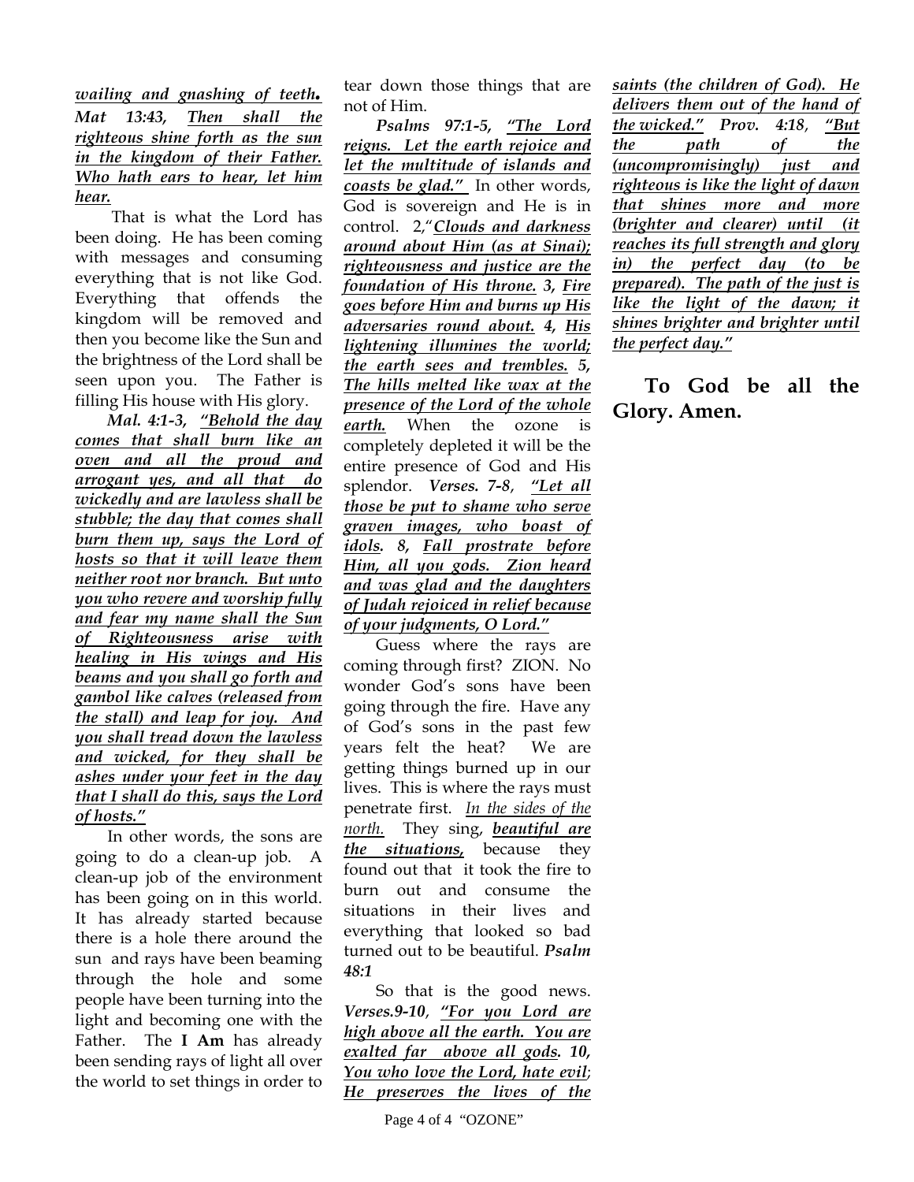***wailing and gnashing of teeth.*** ***Mat 13:43, <u>Then shall the righteous shine forth as the sun in the kingdom of their Father. Who hath ears to hear, let him hear.</u>***

That is what the Lord has been doing. He has been coming with messages and consuming everything that is not like God. Everything that offends the kingdom will be removed and then you become like the Sun and the brightness of the Lord shall be seen upon you. The Father is filling His house with His glory.

***Mal. 4:1-3, <u>"Behold the day comes that shall burn like an oven and all the proud and arrogant yes, and all that do wickedly and are lawless shall be stubble; the day that comes shall burn them up, says the Lord of hosts so that it will leave them neither root nor branch. But unto you who revere and worship fully and fear my name shall the Sun of Righteousness arise with healing in His wings and His beams and you shall go forth and gambol like calves (released from the stall) and leap for joy. And you shall tread down the lawless and wicked, for they shall be ashes under your feet in the day that I shall do this, says the Lord of hosts."</u>***

In other words, the sons are going to do a clean-up job. A clean-up job of the environment has been going on in this world. It has already started because there is a hole there around the sun and rays have been beaming through the hole and some people have been turning into the light and becoming one with the Father. The **I Am** has already been sending rays of light all over the world to set things in order to tear down those things that are not of Him.

***Psalms 97:1-5, <u>"The Lord reigns. Let the earth rejoice and let the multitude of islands and coasts be glad."</u>*** In other words, God is sovereign and He is in control. 2,"***<u>Clouds and darkness around about Him (as at Sinai); righteousness and justice are the foundation of His throne.</u> 3, <u>Fire goes before Him and burns up His adversaries round about.</u> 4, <u>His lightening illumines the world; the earth sees and trembles.</u> 5, <u>The hills melted like wax at the presence of the Lord of the whole earth.</u>*** When the ozone is completely depleted it will be the entire presence of God and His splendor. ***Verses. 7-8***, ***<u>"Let all those be put to shame who serve graven images, who boast of idols.</u> 8, <u>Fall prostrate before Him, all you gods. Zion heard and was glad and the daughters of Judah rejoiced in relief because of your judgments, O Lord."</u>***

Guess where the rays are coming through first? ZION. No wonder God's sons have been going through the fire. Have any of God's sons in the past few years felt the heat? We are getting things burned up in our lives. This is where the rays must penetrate first. *<u>In the sides of the north.</u>* They sing, ***<u>beautiful are the situations,</u>*** because they found out that it took the fire to burn out and consume the situations in their lives and everything that looked so bad turned out to be beautiful. ***Psalm 48:1***

So that is the good news. ***Verses.9-10***, ***<u>"For you Lord are high above all the earth. You are exalted far above all gods.</u> 10, <u>You who love the Lord, hate evil</u>; <u>He preserves the lives of the saints (the children of God). He delivers them out of the hand of the wicked."</u> Prov. 4:18***, ***<u>"But the path of the (uncompromisingly) just and righteous is like the light of dawn that shines more and more (brighter and clearer) until (it reaches its full strength and glory in) the perfect day (to be prepared). The path of the just is like the light of the dawn; it shines brighter and brighter until the perfect day."</u>***

**To God be all the Glory. Amen.**